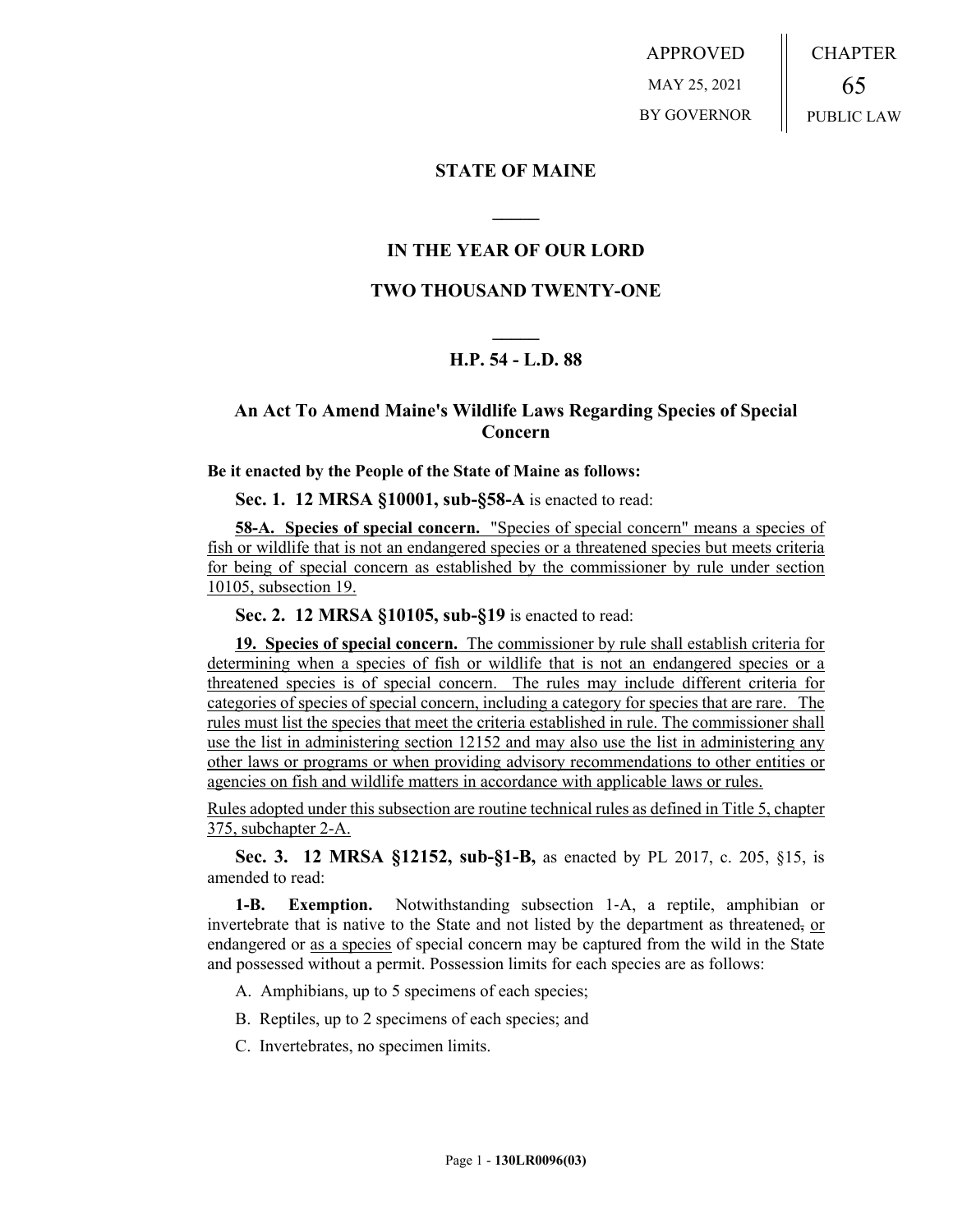APPROVED
MAY 25, 2021
BY GOVERNOR

CHAPTER
65
PUBLIC LAW

# STATE OF MAINE

## IN THE YEAR OF OUR LORD

## TWO THOUSAND TWENTY-ONE

## H.P. 54 - L.D. 88

## An Act To Amend Maine's Wildlife Laws Regarding Species of Special Concern

**Be it enacted by the People of the State of Maine as follows:**

**Sec. 1. 12 MRSA §10001, sub-§58-A** is enacted to read:

**58-A. Species of special concern.** "Species of special concern" means a species of fish or wildlife that is not an endangered species or a threatened species but meets criteria for being of special concern as established by the commissioner by rule under section 10105, subsection 19.

**Sec. 2. 12 MRSA §10105, sub-§19** is enacted to read:

**19. Species of special concern.** The commissioner by rule shall establish criteria for determining when a species of fish or wildlife that is not an endangered species or a threatened species is of special concern. The rules may include different criteria for categories of species of special concern, including a category for species that are rare. The rules must list the species that meet the criteria established in rule. The commissioner shall use the list in administering section 12152 and may also use the list in administering any other laws or programs or when providing advisory recommendations to other entities or agencies on fish and wildlife matters in accordance with applicable laws or rules.

Rules adopted under this subsection are routine technical rules as defined in Title 5, chapter 375, subchapter 2-A.

**Sec. 3. 12 MRSA §12152, sub-§1-B,** as enacted by PL 2017, c. 205, §15, is amended to read:

**1-B. Exemption.** Notwithstanding subsection 1-A, a reptile, amphibian or invertebrate that is native to the State and not listed by the department as threatened, or endangered or as a species of special concern may be captured from the wild in the State and possessed without a permit. Possession limits for each species are as follows:

A. Amphibians, up to 5 specimens of each species;

B. Reptiles, up to 2 specimens of each species; and

C. Invertebrates, no specimen limits.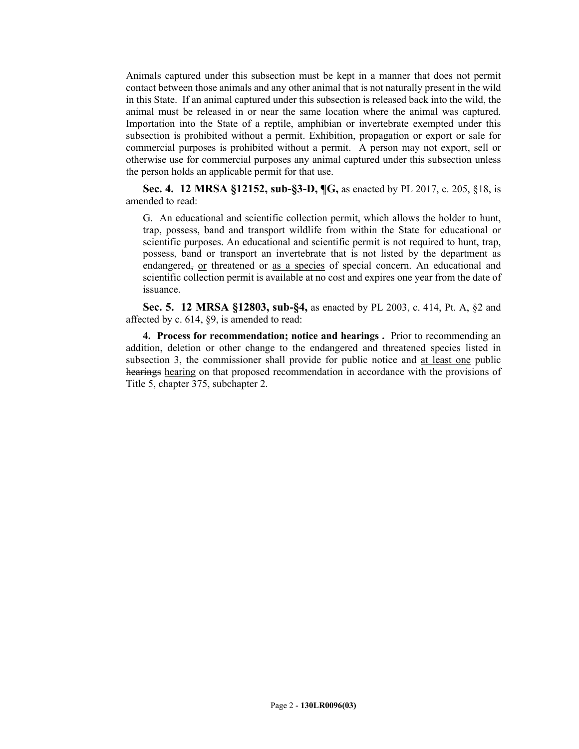Animals captured under this subsection must be kept in a manner that does not permit contact between those animals and any other animal that is not naturally present in the wild in this State. If an animal captured under this subsection is released back into the wild, the animal must be released in or near the same location where the animal was captured. Importation into the State of a reptile, amphibian or invertebrate exempted under this subsection is prohibited without a permit. Exhibition, propagation or export or sale for commercial purposes is prohibited without a permit. A person may not export, sell or otherwise use for commercial purposes any animal captured under this subsection unless the person holds an applicable permit for that use.

**Sec. 4. 12 MRSA §12152, sub-§3-D, ¶G,** as enacted by PL 2017, c. 205, §18, is amended to read:

G. An educational and scientific collection permit, which allows the holder to hunt, trap, possess, band and transport wildlife from within the State for educational or scientific purposes. An educational and scientific permit is not required to hunt, trap, possess, band or transport an invertebrate that is not listed by the department as endangered~~,~~ <u>or</u> threatened or <u>as a species</u> of special concern. An educational and scientific collection permit is available at no cost and expires one year from the date of issuance.

**Sec. 5. 12 MRSA §12803, sub-§4,** as enacted by PL 2003, c. 414, Pt. A, §2 and affected by c. 614, §9, is amended to read:

**4. Process for recommendation; notice and hearings .** Prior to recommending an addition, deletion or other change to the endangered and threatened species listed in subsection 3, the commissioner shall provide for public notice and <u>at least one</u> public ~~hearings~~ <u>hearing</u> on that proposed recommendation in accordance with the provisions of Title 5, chapter 375, subchapter 2.